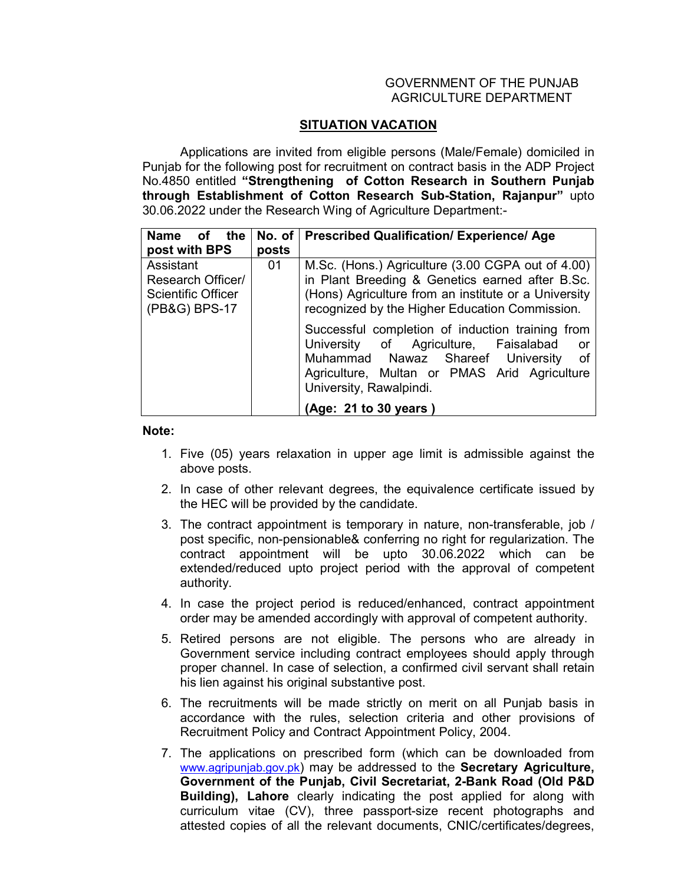GOVERNMENT OF THE PUNJAB
AGRICULTURE DEPARTMENT

## SITUATION VACATION

Applications are invited from eligible persons (Male/Female) domiciled in Punjab for the following post for recruitment on contract basis in the ADP Project No.4850 entitled **"Strengthening of Cotton Research in Southern Punjab through Establishment of Cotton Research Sub-Station, Rajanpur"** upto 30.06.2022 under the Research Wing of Agriculture Department:-

| Name of the post with BPS | No. of posts | Prescribed Qualification/ Experience/ Age |
|---|---|---|
| Assistant Research Officer/ Scientific Officer (PB&G) BPS-17 | 01 | M.Sc. (Hons.) Agriculture (3.00 CGPA out of 4.00) in Plant Breeding & Genetics earned after B.Sc. (Hons) Agriculture from an institute or a University recognized by the Higher Education Commission.<br><br>Successful completion of induction training from University of Agriculture, Faisalabad or Muhammad Nawaz Shareef University of Agriculture, Multan or PMAS Arid Agriculture University, Rawalpindi.<br><br>**(Age: 21 to 30 years )** |

**Note:**

1. Five (05) years relaxation in upper age limit is admissible against the above posts.
2. In case of other relevant degrees, the equivalence certificate issued by the HEC will be provided by the candidate.
3. The contract appointment is temporary in nature, non-transferable, job / post specific, non-pensionable& conferring no right for regularization. The contract appointment will be upto 30.06.2022 which can be extended/reduced upto project period with the approval of competent authority.
4. In case the project period is reduced/enhanced, contract appointment order may be amended accordingly with approval of competent authority.
5. Retired persons are not eligible. The persons who are already in Government service including contract employees should apply through proper channel. In case of selection, a confirmed civil servant shall retain his lien against his original substantive post.
6. The recruitments will be made strictly on merit on all Punjab basis in accordance with the rules, selection criteria and other provisions of Recruitment Policy and Contract Appointment Policy, 2004.
7. The applications on prescribed form (which can be downloaded from www.agripunjab.gov.pk) may be addressed to the **Secretary Agriculture, Government of the Punjab, Civil Secretariat, 2-Bank Road (Old P&D Building), Lahore** clearly indicating the post applied for along with curriculum vitae (CV), three passport-size recent photographs and attested copies of all the relevant documents, CNIC/certificates/degrees,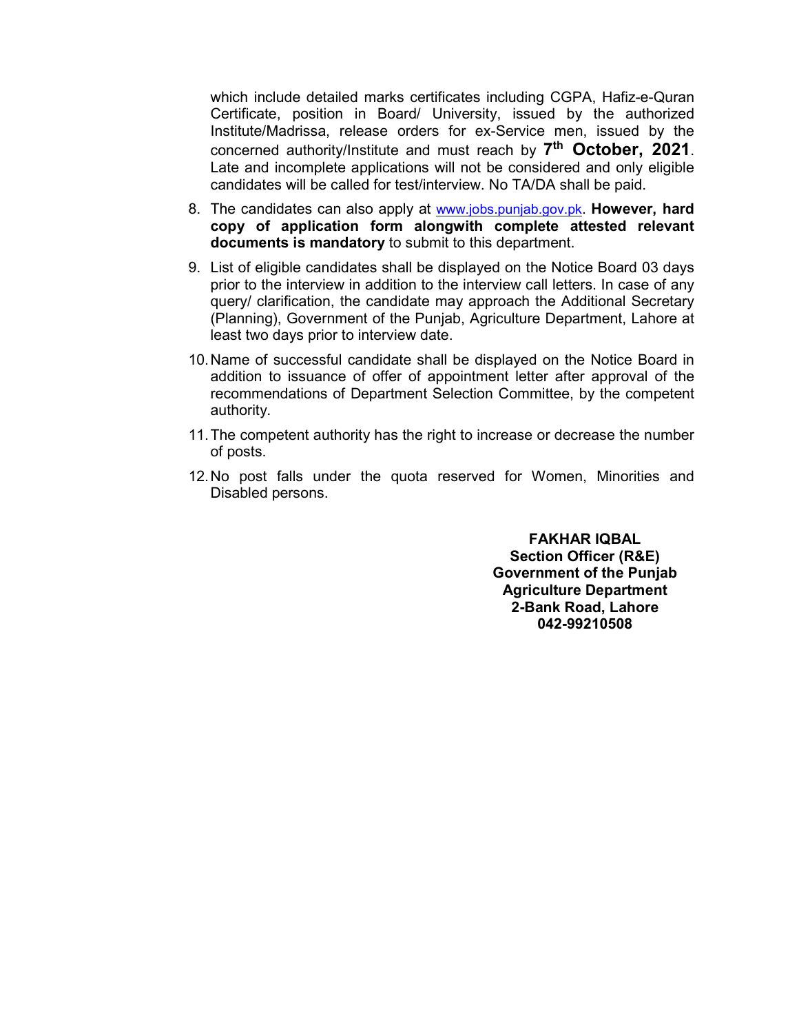which include detailed marks certificates including CGPA, Hafiz-e-Quran Certificate, position in Board/ University, issued by the authorized Institute/Madrissa, release orders for ex-Service men, issued by the concerned authority/Institute and must reach by **7th October, 2021**. Late and incomplete applications will not be considered and only eligible candidates will be called for test/interview. No TA/DA shall be paid.

8. The candidates can also apply at www.jobs.punjab.gov.pk. **However, hard copy of application form alongwith complete attested relevant documents is mandatory** to submit to this department.
9. List of eligible candidates shall be displayed on the Notice Board 03 days prior to the interview in addition to the interview call letters. In case of any query/ clarification, the candidate may approach the Additional Secretary (Planning), Government of the Punjab, Agriculture Department, Lahore at least two days prior to interview date.
10. Name of successful candidate shall be displayed on the Notice Board in addition to issuance of offer of appointment letter after approval of the recommendations of Department Selection Committee, by the competent authority.
11. The competent authority has the right to increase or decrease the number of posts.
12. No post falls under the quota reserved for Women, Minorities and Disabled persons.

**FAKHAR IQBAL**
**Section Officer (R&E)**
**Government of the Punjab**
**Agriculture Department**
**2-Bank Road, Lahore**
**042-99210508**